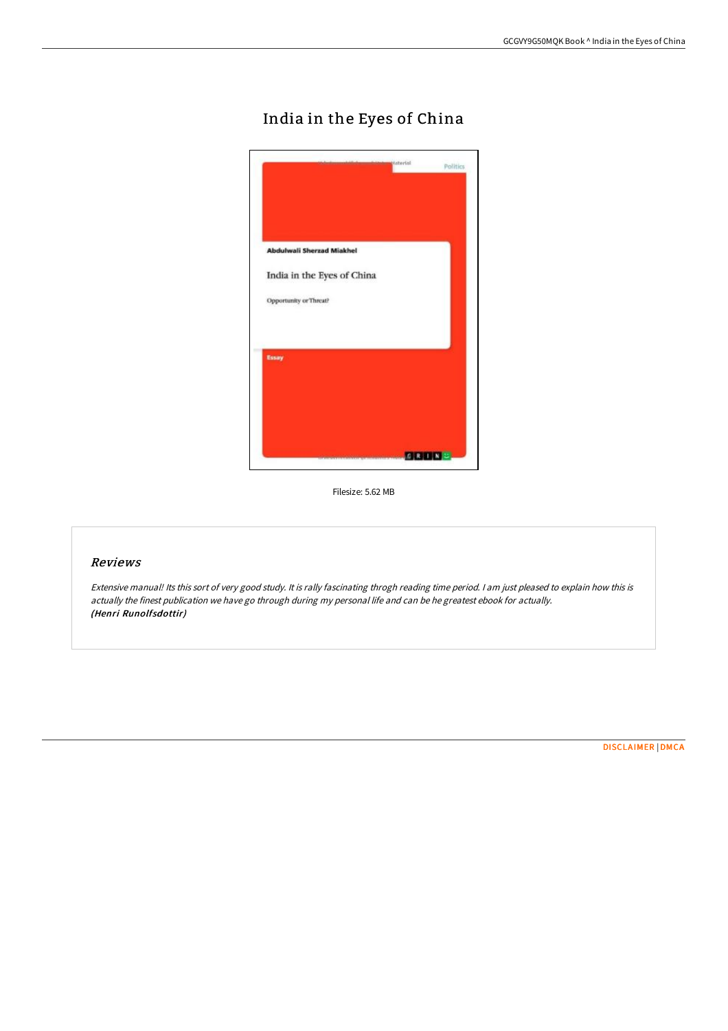# India in the Eyes of China

Filesize: 5.62 MB

## Reviews

*Extensive manual! Its this sort of very good study. It is rally fascinating throgh reading time period. I am just pleased to explain how this is actually the finest publication we have go through during my personal life and can be he greatest ebook for actually.*
***(Henri Runolfsdottir)***

DISCLAIMER | DMCA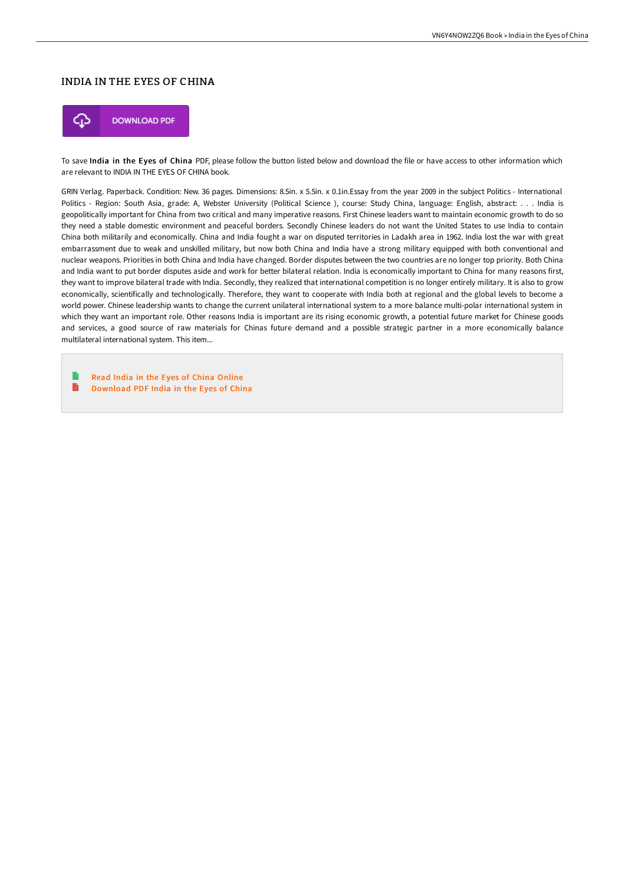# INDIA IN THE EYES OF CHINA

DOWNLOAD PDF

To save **India in the Eyes of China** PDF, please follow the button listed below and download the file or have access to other information which are relevant to INDIA IN THE EYES OF CHINA book.

GRIN Verlag. Paperback. Condition: New. 36 pages. Dimensions: 8.5in. x 5.5in. x 0.1in.Essay from the year 2009 in the subject Politics - International Politics - Region: South Asia, grade: A, Webster University (Political Science ), course: Study China, language: English, abstract: . . . India is geopolitically important for China from two critical and many imperative reasons. First Chinese leaders want to maintain economic growth to do so they need a stable domestic environment and peaceful borders. Secondly Chinese leaders do not want the United States to use India to contain China both militarily and economically. China and India fought a war on disputed territories in Ladakh area in 1962. India lost the war with great embarrassment due to weak and unskilled military, but now both China and India have a strong military equipped with both conventional and nuclear weapons. Priorities in both China and India have changed. Border disputes between the two countries are no longer top priority. Both China and India want to put border disputes aside and work for better bilateral relation. India is economically important to China for many reasons first, they want to improve bilateral trade with India. Secondly, they realized that international competition is no longer entirely military. It is also to grow economically, scientifically and technologically. Therefore, they want to cooperate with India both at regional and the global levels to become a world power. Chinese leadership wants to change the current unilateral international system to a more balance multi-polar international system in which they want an important role. Other reasons India is important are its rising economic growth, a potential future market for Chinese goods and services, a good source of raw materials for Chinas future demand and a possible strategic partner in a more economically balance multilateral international system. This item...

- Read India in the Eyes of China Online
- Download PDF India in the Eyes of China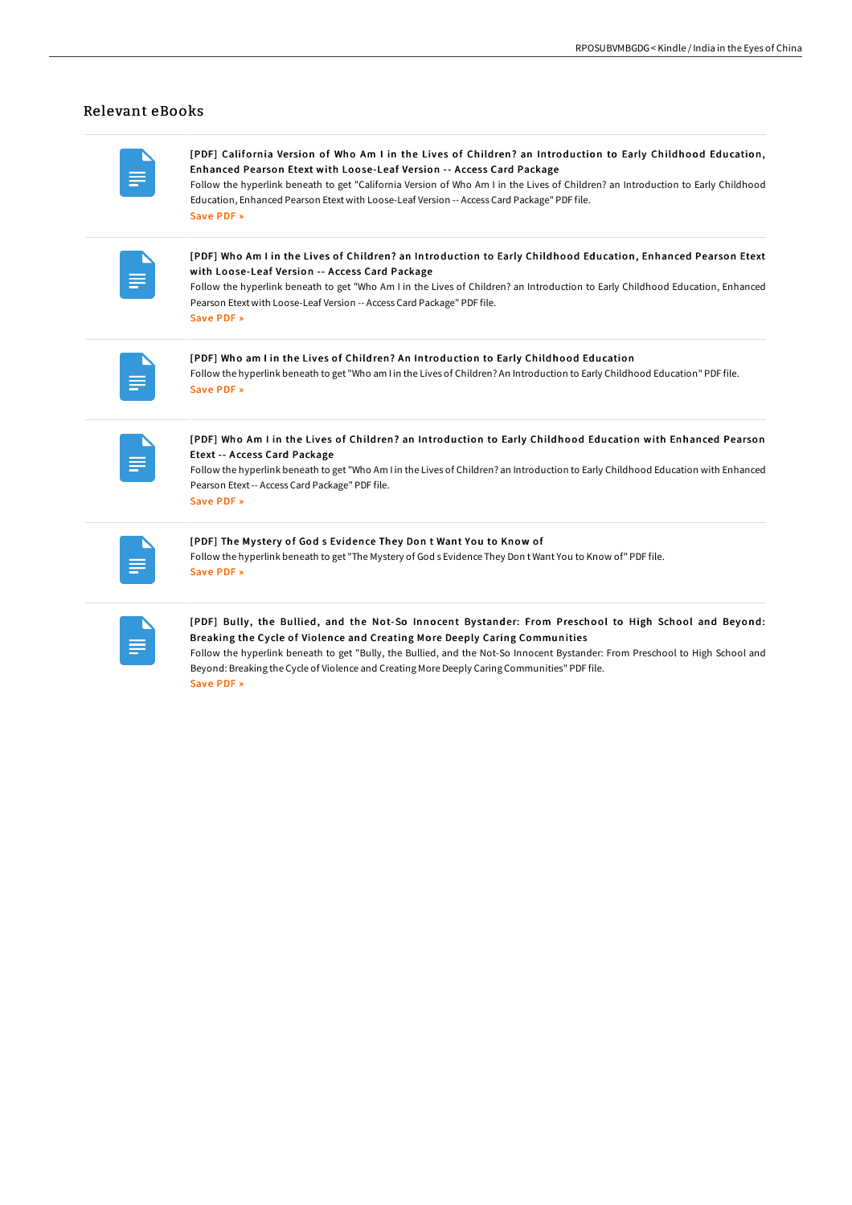## Relevant eBooks

[PDF] California Version of Who Am I in the Lives of Children? an Introduction to Early Childhood Education, Enhanced Pearson Etext with Loose-Leaf Version -- Access Card Package

Follow the hyperlink beneath to get "California Version of Who Am I in the Lives of Children? an Introduction to Early Childhood Education, Enhanced Pearson Etext with Loose-Leaf Version -- Access Card Package" PDF file.

Save PDF »

[PDF] Who Am I in the Lives of Children? an Introduction to Early Childhood Education, Enhanced Pearson Etext with Loose-Leaf Version -- Access Card Package

Follow the hyperlink beneath to get "Who Am I in the Lives of Children? an Introduction to Early Childhood Education, Enhanced Pearson Etext with Loose-Leaf Version -- Access Card Package" PDF file.

Save PDF »

[PDF] Who am I in the Lives of Children? An Introduction to Early Childhood Education

Follow the hyperlink beneath to get "Who am I in the Lives of Children? An Introduction to Early Childhood Education" PDF file.

Save PDF »

[PDF] Who Am I in the Lives of Children? an Introduction to Early Childhood Education with Enhanced Pearson Etext -- Access Card Package

Follow the hyperlink beneath to get "Who Am I in the Lives of Children? an Introduction to Early Childhood Education with Enhanced Pearson Etext -- Access Card Package" PDF file.

Save PDF »

[PDF] The Mystery of God s Evidence They Don t Want You to Know of

Follow the hyperlink beneath to get "The Mystery of God s Evidence They Don t Want You to Know of" PDF file.

Save PDF »

[PDF] Bully, the Bullied, and the Not-So Innocent Bystander: From Preschool to High School and Beyond: Breaking the Cycle of Violence and Creating More Deeply Caring Communities

Follow the hyperlink beneath to get "Bully, the Bullied, and the Not-So Innocent Bystander: From Preschool to High School and Beyond: Breaking the Cycle of Violence and Creating More Deeply Caring Communities" PDF file.

Save PDF »